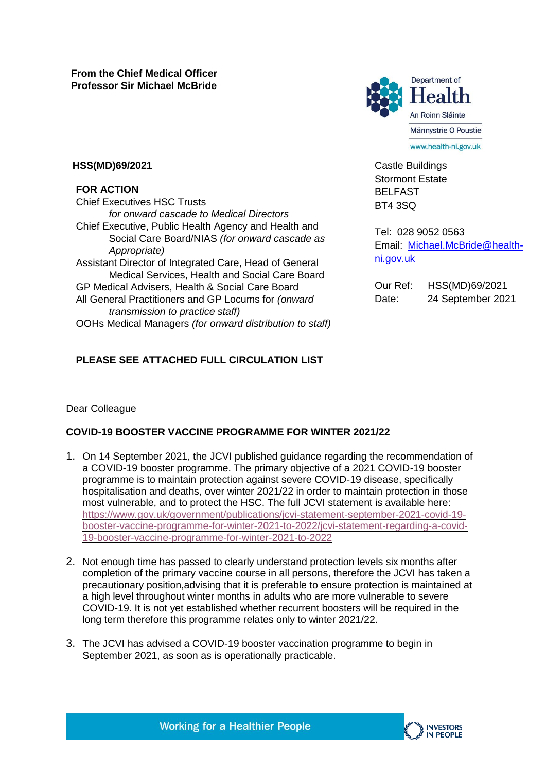**From the Chief Medical Officer**
**Professor Sir Michael McBride**

Department of Health
An Roinn Sláinte
Männystrie O Poustie
www.health-ni.gov.uk

**HSS(MD)69/2021**

**FOR ACTION**

Chief Executives HSC Trusts
*for onward cascade to Medical Directors*
Chief Executive, Public Health Agency and Health and Social Care Board/NIAS *(for onward cascade as Appropriate)*
Assistant Director of Integrated Care, Head of General Medical Services, Health and Social Care Board
GP Medical Advisers, Health & Social Care Board
All General Practitioners and GP Locums for *(onward transmission to practice staff)*
OOHs Medical Managers *(for onward distribution to staff)*

Castle Buildings
Stormont Estate
BELFAST
BT4 3SQ

Tel: 028 9052 0563
Email: Michael.McBride@health-ni.gov.uk

Our Ref: HSS(MD)69/2021
Date: 24 September 2021

**PLEASE SEE ATTACHED FULL CIRCULATION LIST**

Dear Colleague

**COVID-19 BOOSTER VACCINE PROGRAMME FOR WINTER 2021/22**

1. On 14 September 2021, the JCVI published guidance regarding the recommendation of a COVID-19 booster programme. The primary objective of a 2021 COVID-19 booster programme is to maintain protection against severe COVID-19 disease, specifically hospitalisation and deaths, over winter 2021/22 in order to maintain protection in those most vulnerable, and to protect the HSC. The full JCVI statement is available here: https://www.gov.uk/government/publications/jcvi-statement-september-2021-covid-19-booster-vaccine-programme-for-winter-2021-to-2022/jcvi-statement-regarding-a-covid-19-booster-vaccine-programme-for-winter-2021-to-2022

2. Not enough time has passed to clearly understand protection levels six months after completion of the primary vaccine course in all persons, therefore the JCVI has taken a precautionary position,advising that it is preferable to ensure protection is maintained at a high level throughout winter months in adults who are more vulnerable to severe COVID-19. It is not yet established whether recurrent boosters will be required in the long term therefore this programme relates only to winter 2021/22.

3. The JCVI has advised a COVID-19 booster vaccination programme to begin in September 2021, as soon as is operationally practicable.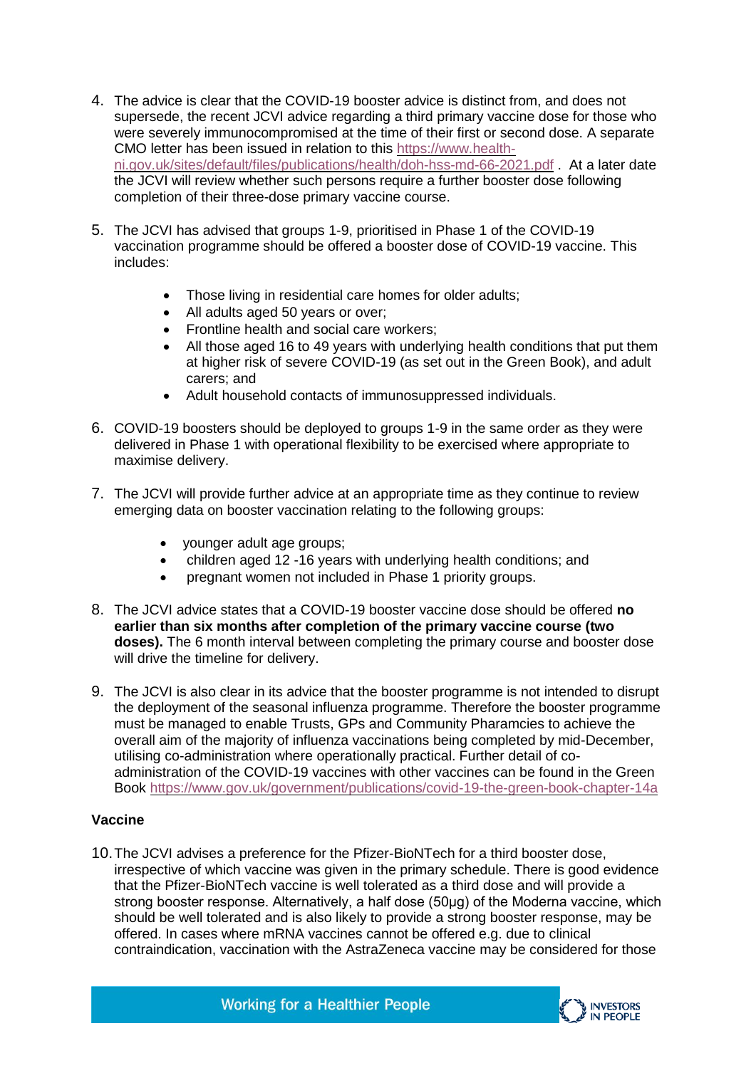4. The advice is clear that the COVID-19 booster advice is distinct from, and does not supersede, the recent JCVI advice regarding a third primary vaccine dose for those who were severely immunocompromised at the time of their first or second dose. A separate CMO letter has been issued in relation to this https://www.health-ni.gov.uk/sites/default/files/publications/health/doh-hss-md-66-2021.pdf . At a later date the JCVI will review whether such persons require a further booster dose following completion of their three-dose primary vaccine course.

5. The JCVI has advised that groups 1-9, prioritised in Phase 1 of the COVID-19 vaccination programme should be offered a booster dose of COVID-19 vaccine. This includes:

   - Those living in residential care homes for older adults;
   - All adults aged 50 years or over;
   - Frontline health and social care workers;
   - All those aged 16 to 49 years with underlying health conditions that put them at higher risk of severe COVID-19 (as set out in the Green Book), and adult carers; and
   - Adult household contacts of immunosuppressed individuals.

6. COVID-19 boosters should be deployed to groups 1-9 in the same order as they were delivered in Phase 1 with operational flexibility to be exercised where appropriate to maximise delivery.

7. The JCVI will provide further advice at an appropriate time as they continue to review emerging data on booster vaccination relating to the following groups:

   - younger adult age groups;
   - children aged 12 -16 years with underlying health conditions; and
   - pregnant women not included in Phase 1 priority groups.

8. The JCVI advice states that a COVID-19 booster vaccine dose should be offered **no earlier than six months after completion of the primary vaccine course (two doses).** The 6 month interval between completing the primary course and booster dose will drive the timeline for delivery.

9. The JCVI is also clear in its advice that the booster programme is not intended to disrupt the deployment of the seasonal influenza programme. Therefore the booster programme must be managed to enable Trusts, GPs and Community Pharamcies to achieve the overall aim of the majority of influenza vaccinations being completed by mid-December, utilising co-administration where operationally practical. Further detail of co-administration of the COVID-19 vaccines with other vaccines can be found in the Green Book https://www.gov.uk/government/publications/covid-19-the-green-book-chapter-14a

**Vaccine**

10. The JCVI advises a preference for the Pfizer-BioNTech for a third booster dose, irrespective of which vaccine was given in the primary schedule. There is good evidence that the Pfizer-BioNTech vaccine is well tolerated as a third dose and will provide a strong booster response. Alternatively, a half dose (50µg) of the Moderna vaccine, which should be well tolerated and is also likely to provide a strong booster response, may be offered. In cases where mRNA vaccines cannot be offered e.g. due to clinical contraindication, vaccination with the AstraZeneca vaccine may be considered for those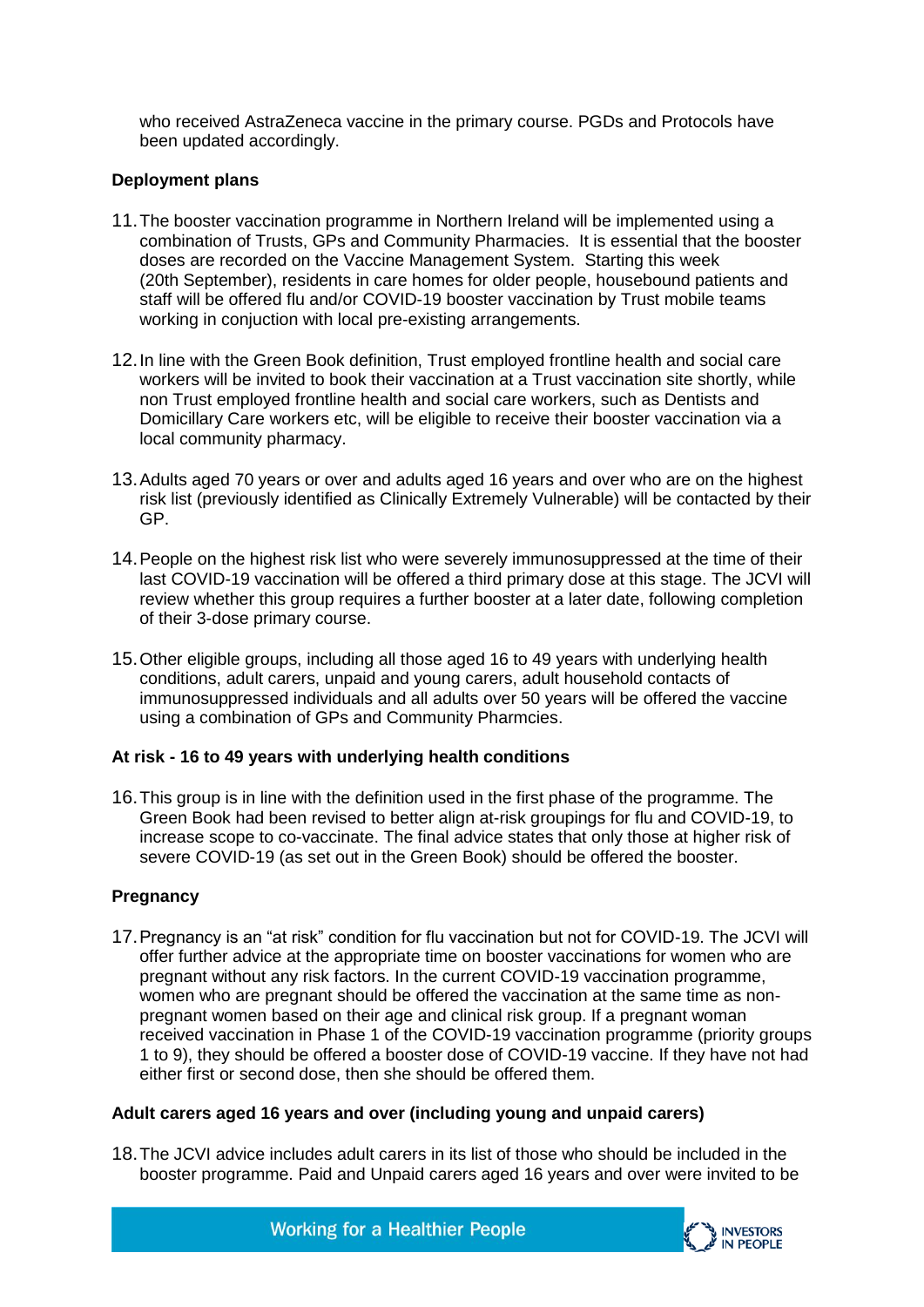who received AstraZeneca vaccine in the primary course. PGDs and Protocols have been updated accordingly.

**Deployment plans**

11. The booster vaccination programme in Northern Ireland will be implemented using a combination of Trusts, GPs and Community Pharmacies. It is essential that the booster doses are recorded on the Vaccine Management System. Starting this week (20th September), residents in care homes for older people, housebound patients and staff will be offered flu and/or COVID-19 booster vaccination by Trust mobile teams working in conjuction with local pre-existing arrangements.

12. In line with the Green Book definition, Trust employed frontline health and social care workers will be invited to book their vaccination at a Trust vaccination site shortly, while non Trust employed frontline health and social care workers, such as Dentists and Domicillary Care workers etc, will be eligible to receive their booster vaccination via a local community pharmacy.

13. Adults aged 70 years or over and adults aged 16 years and over who are on the highest risk list (previously identified as Clinically Extremely Vulnerable) will be contacted by their GP.

14. People on the highest risk list who were severely immunosuppressed at the time of their last COVID-19 vaccination will be offered a third primary dose at this stage. The JCVI will review whether this group requires a further booster at a later date, following completion of their 3-dose primary course.

15. Other eligible groups, including all those aged 16 to 49 years with underlying health conditions, adult carers, unpaid and young carers, adult household contacts of immunosuppressed individuals and all adults over 50 years will be offered the vaccine using a combination of GPs and Community Pharmcies.

**At risk - 16 to 49 years with underlying health conditions**

16. This group is in line with the definition used in the first phase of the programme. The Green Book had been revised to better align at-risk groupings for flu and COVID-19, to increase scope to co-vaccinate. The final advice states that only those at higher risk of severe COVID-19 (as set out in the Green Book) should be offered the booster.

**Pregnancy**

17. Pregnancy is an "at risk" condition for flu vaccination but not for COVID-19. The JCVI will offer further advice at the appropriate time on booster vaccinations for women who are pregnant without any risk factors. In the current COVID-19 vaccination programme, women who are pregnant should be offered the vaccination at the same time as non-pregnant women based on their age and clinical risk group. If a pregnant woman received vaccination in Phase 1 of the COVID-19 vaccination programme (priority groups 1 to 9), they should be offered a booster dose of COVID-19 vaccine. If they have not had either first or second dose, then she should be offered them.

**Adult carers aged 16 years and over (including young and unpaid carers)**

18. The JCVI advice includes adult carers in its list of those who should be included in the booster programme. Paid and Unpaid carers aged 16 years and over were invited to be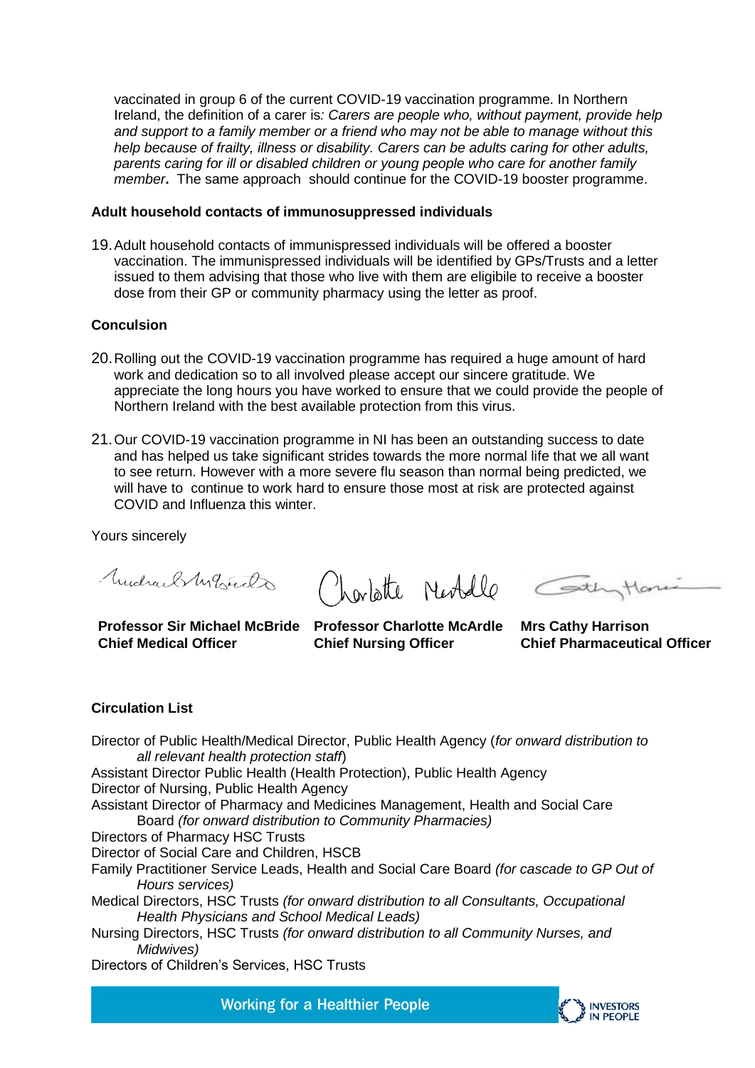vaccinated in group 6 of the current COVID-19 vaccination programme. In Northern Ireland, the definition of a carer is*: Carers are people who, without payment, provide help and support to a family member or a friend who may not be able to manage without this help because of frailty, illness or disability. Carers can be adults caring for other adults, parents caring for ill or disabled children or young people who care for another family member***.** The same approach should continue for the COVID-19 booster programme.

**Adult household contacts of immunosuppressed individuals**

19. Adult household contacts of immunispressed individuals will be offered a booster vaccination. The immunispressed individuals will be identified by GPs/Trusts and a letter issued to them advising that those who live with them are eligibile to receive a booster dose from their GP or community pharmacy using the letter as proof.

**Conculsion**

20. Rolling out the COVID-19 vaccination programme has required a huge amount of hard work and dedication so to all involved please accept our sincere gratitude. We appreciate the long hours you have worked to ensure that we could provide the people of Northern Ireland with the best available protection from this virus.

21. Our COVID-19 vaccination programme in NI has been an outstanding success to date and has helped us take significant strides towards the more normal life that we all want to see return. However with a more severe flu season than normal being predicted, we will have to continue to work hard to ensure those most at risk are protected against COVID and Influenza this winter.

Yours sincerely

| **Professor Sir Michael McBride**<br>**Chief Medical Officer** | **Professor Charlotte McArdle**<br>**Chief Nursing Officer** | **Mrs Cathy Harrison**<br>**Chief Pharmaceutical Officer** |
|---|---|---|

**Circulation List**

Director of Public Health/Medical Director, Public Health Agency (*for onward distribution to all relevant health protection staff*)
Assistant Director Public Health (Health Protection), Public Health Agency
Director of Nursing, Public Health Agency
Assistant Director of Pharmacy and Medicines Management, Health and Social Care Board *(for onward distribution to Community Pharmacies)*
Directors of Pharmacy HSC Trusts
Director of Social Care and Children, HSCB
Family Practitioner Service Leads, Health and Social Care Board *(for cascade to GP Out of Hours services)*
Medical Directors, HSC Trusts *(for onward distribution to all Consultants, Occupational Health Physicians and School Medical Leads)*
Nursing Directors, HSC Trusts *(for onward distribution to all Community Nurses, and Midwives)*
Directors of Children's Services, HSC Trusts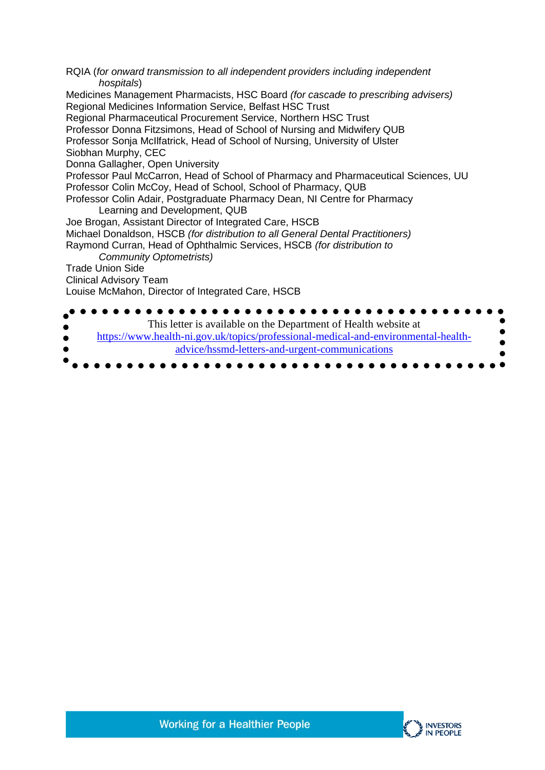RQIA (*for onward transmission to all independent providers including independent hospitals*)
Medicines Management Pharmacists, HSC Board *(for cascade to prescribing advisers)*
Regional Medicines Information Service, Belfast HSC Trust
Regional Pharmaceutical Procurement Service, Northern HSC Trust
Professor Donna Fitzsimons, Head of School of Nursing and Midwifery QUB
Professor Sonja McIlfatrick, Head of School of Nursing, University of Ulster
Siobhan Murphy, CEC
Donna Gallagher, Open University
Professor Paul McCarron, Head of School of Pharmacy and Pharmaceutical Sciences, UU
Professor Colin McCoy, Head of School, School of Pharmacy, QUB
Professor Colin Adair, Postgraduate Pharmacy Dean, NI Centre for Pharmacy Learning and Development, QUB
Joe Brogan, Assistant Director of Integrated Care, HSCB
Michael Donaldson, HSCB *(for distribution to all General Dental Practitioners)*
Raymond Curran, Head of Ophthalmic Services, HSCB *(for distribution to Community Optometrists)*
Trade Union Side
Clinical Advisory Team
Louise McMahon, Director of Integrated Care, HSCB

This letter is available on the Department of Health website at https://www.health-ni.gov.uk/topics/professional-medical-and-environmental-health-advice/hssmd-letters-and-urgent-communications